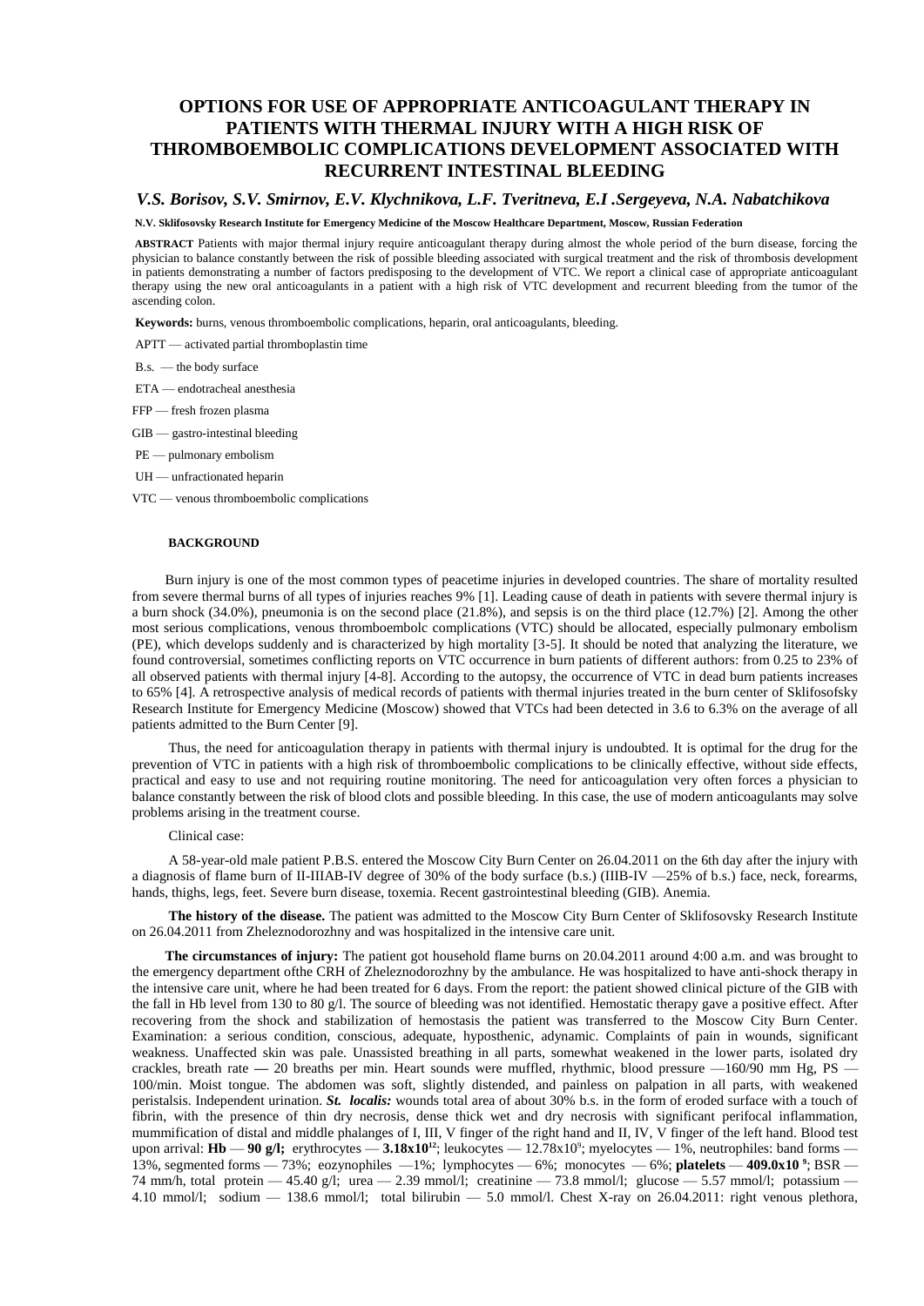# OPTIONS FOR USE OF APPROPRIATE ANTICOAGULANT THERAPY IN PATIENTS WITH THERMAL INJURY WITH A HIGH RISK OF THROMBOEMBOLIC COMPLICATIONS DEVELOPMENT ASSOCIATED WITH RECURRENT INTESTINAL BLEEDING

***V.S. Borisov, S.V. Smirnov, E.V. Klychnikova, L.F. Tveritneva, E.I .Sergeyeva, N.A. Nabatchikova***

**N.V. Sklifosovsky Research Institute for Emergency Medicine of the Moscow Healthcare Department, Moscow, Russian Federation**

**ABSTRACT** Patients with major thermal injury require anticoagulant therapy during almost the whole period of the burn disease, forcing the physician to balance constantly between the risk of possible bleeding associated with surgical treatment and the risk of thrombosis development in patients demonstrating a number of factors predisposing to the development of VTC. We report a clinical case of appropriate anticoagulant therapy using the new oral anticoagulants in a patient with a high risk of VTC development and recurrent bleeding from the tumor of the ascending colon.

**Keywords:** burns, venous thromboembolic complications, heparin, oral anticoagulants, bleeding.

APTT — activated partial thromboplastin time

B.s. — the body surface

ETA — endotracheal anesthesia

FFP — fresh frozen plasma

GIB — gastro-intestinal bleeding

PE — pulmonary embolism

UH — unfractionated heparin

VTC — venous thromboembolic complications

## BACKGROUND

Burn injury is one of the most common types of peacetime injuries in developed countries. The share of mortality resulted from severe thermal burns of all types of injuries reaches 9% [1]. Leading cause of death in patients with severe thermal injury is a burn shock (34.0%), pneumonia is on the second place (21.8%), and sepsis is on the third place (12.7%) [2]. Among the other most serious complications, venous thromboembolc complications (VTC) should be allocated, especially pulmonary embolism (PE), which develops suddenly and is characterized by high mortality [3-5]. It should be noted that analyzing the literature, we found controversial, sometimes conflicting reports on VTC occurrence in burn patients of different authors: from 0.25 to 23% of all observed patients with thermal injury [4-8]. According to the autopsy, the occurrence of VTC in dead burn patients increases to 65% [4]. A retrospective analysis of medical records of patients with thermal injuries treated in the burn center of Sklifosofsky Research Institute for Emergency Medicine (Moscow) showed that VTCs had been detected in 3.6 to 6.3% on the average of all patients admitted to the Burn Center [9].

Thus, the need for anticoagulation therapy in patients with thermal injury is undoubted. It is optimal for the drug for the prevention of VTC in patients with a high risk of thromboembolic complications to be clinically effective, without side effects, practical and easy to use and not requiring routine monitoring. The need for anticoagulation very often forces a physician to balance constantly between the risk of blood clots and possible bleeding. In this case, the use of modern anticoagulants may solve problems arising in the treatment course.

Clinical case:

A 58-year-old male patient P.B.S. entered the Moscow City Burn Center on 26.04.2011 on the 6th day after the injury with a diagnosis of flame burn of II-IIIAB-IV degree of 30% of the body surface (b.s.) (IIIB-IV —25% of b.s.) face, neck, forearms, hands, thighs, legs, feet. Severe burn disease, toxemia. Recent gastrointestinal bleeding (GIB). Anemia.

**The history of the disease.** The patient was admitted to the Moscow City Burn Center of Sklifosovsky Research Institute on 26.04.2011 from Zheleznodorozhny and was hospitalized in the intensive care unit.

**The circumstances of injury:** The patient got household flame burns on 20.04.2011 around 4:00 a.m. and was brought to the emergency department ofthe CRH of Zheleznodorozhny by the ambulance. He was hospitalized to have anti-shock therapy in the intensive care unit, where he had been treated for 6 days. From the report: the patient showed clinical picture of the GIB with the fall in Hb level from 130 to 80 g/l. The source of bleeding was not identified. Hemostatic therapy gave a positive effect. After recovering from the shock and stabilization of hemostasis the patient was transferred to the Moscow City Burn Center. Examination: a serious condition, conscious, adequate, hyposthenic, adynamic. Complaints of pain in wounds, significant weakness. Unaffected skin was pale. Unassisted breathing in all parts, somewhat weakened in the lower parts, isolated dry crackles, breath rate — 20 breaths per min. Heart sounds were muffled, rhythmic, blood pressure —160/90 mm Hg, PS — 100/min. Moist tongue. The abdomen was soft, slightly distended, and painless on palpation in all parts, with weakened peristalsis. Independent urination. ***St. localis:*** wounds total area of about 30% b.s. in the form of eroded surface with a touch of fibrin, with the presence of thin dry necrosis, dense thick wet and dry necrosis with significant perifocal inflammation, mummification of distal and middle phalanges of I, III, V finger of the right hand and II, IV, V finger of the left hand. Blood test upon arrival: **Hb** — **90 g/l;** erythrocytes — **$3.18 \times 10^{12}$**; leukocytes — $12.78 \times 10^{9}$; myelocytes — 1%, neutrophiles: band forms — 13%, segmented forms — 73%; eozynophiles —1%; lymphocytes — 6%; monocytes — 6%; **platelets** — **$409.0 \times 10^{9}$**; BSR — 74 mm/h, total protein — 45.40 g/l; urea — 2.39 mmol/l; creatinine — 73.8 mmol/l; glucose — 5.57 mmol/l; potassium — 4.10 mmol/l; sodium — 138.6 mmol/l; total bilirubin — 5.0 mmol/l. Chest X-ray on 26.04.2011: right venous plethora,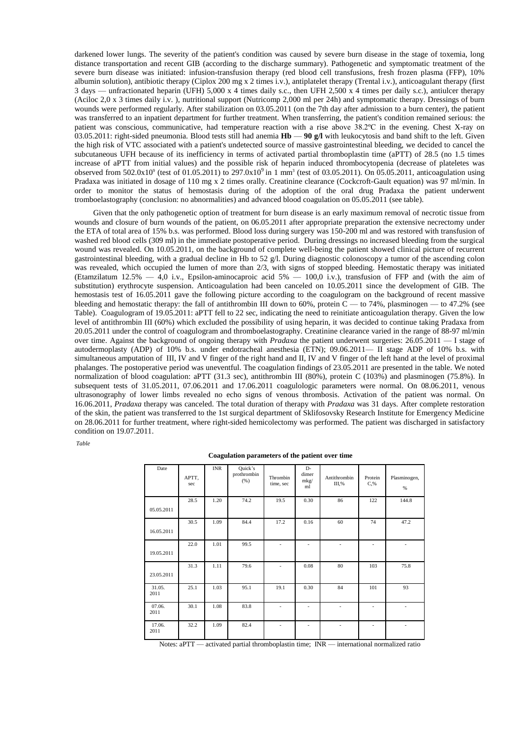darkened lower lungs. The severity of the patient's condition was caused by severe burn disease in the stage of toxemia, long distance transportation and recent GIB (according to the discharge summary). Pathogenetic and symptomatic treatment of the severe burn disease was initiated: infusion-transfusion therapy (red blood cell transfusions, fresh frozen plasma (FFP), 10% albumin solution), antibiotic therapy (Ciplox 200 mg x 2 times i.v.), antiplatelet therapy (Trental i.v.), anticoagulant therapy (first 3 days — unfractionated heparin (UFH) 5,000 x 4 times daily s.c., then UFH 2,500 x 4 times per daily s.c.), antiulcer therapy (Aciloc 2,0 x 3 times daily i.v. ), nutritional support (Nutricomp 2,000 ml per 24h) and symptomatic therapy. Dressings of burn wounds were performed regularly. After stabilization on 03.05.2011 (on the 7th day after admission to a burn center), the patient was transferred to an inpatient department for further treatment. When transferring, the patient's condition remained serious: the patient was conscious, communicative, had temperature reaction with a rise above 38.2ºC in the evening. Chest X-ray on 03.05.2011: right-sided pneumonia. Blood tests still had anemia **Hb** — **90 g/l** with leukocytosis and band shift to the left. Given the high risk of VTC associated with a patient's undetected source of massive gastrointestinal bleeding, we decided to cancel the subcutaneous UFH because of its inefficiency in terms of activated partial thromboplastin time (aPTT) of 28.5 (no 1.5 times increase of aPTT from initial values) and the possible risk of heparin induced thrombocytopenia (decrease of plateletes was observed from $502.0x10^9$ (test of 01.05.2011) to $297.0x10^9$ in 1 $mm^3$ (test of 03.05.2011). On 05.05.2011, anticoagulation using Pradaxa was initiated in dossage of 110 mg x 2 times orally. Creatinine clearance (Cockcroft-Gault equation) was 97 ml/min. In order to monitor the status of hemostasis during of the adoption of the oral drug Pradaxa the patient underwent tromboelastography (conclusion: no abnormalities) and advanced blood coagulation on 05.05.2011 (see table).

Given that the only pathogenetic option of treatment for burn disease is an early maximum removal of necrotic tissue from wounds and closure of burn wounds of the patient, on 06.05.2011 after appropriate preparation the extensive necrectomy under the ETA of total area of 15% b.s. was performed. Blood loss during surgery was 150-200 ml and was restored with transfusion of washed red blood cells (309 ml) in the immediate postoperative period. During dressings no increased bleeding from the surgical wound was revealed. On 10.05.2011, on the background of complete well-being the patient showed clinical picture of recurrent gastrointestinal bleeding, with a gradual decline in Hb to 52 g/l. During diagnostic colonoscopy a tumor of the ascending colon was revealed, which occupied the lumen of more than 2/3, with signs of stopped bleeding. Hemostatic therapy was initiated (Etamzilatum 12.5% — 4,0 i.v., Epsilon-aminocaproic acid 5% — 100,0 i.v.), transfusion of FFP and (with the aim of substitution) erythrocyte suspension. Anticoagulation had been canceled on 10.05.2011 since the development of GIB. The hemostasis test of 16.05.2011 gave the following picture according to the coagulogram on the background of recent massive bleeding and hemostatic therapy: the fall of antithrombin III down to 60%, protein C — to 74%, plasminogen — to 47.2% (see Table). Coagulogram of 19.05.2011: aPTT fell to 22 sec, indicating the need to reinitiate anticoagulation therapy. Given the low level of antithrombin III (60%) which excluded the possibility of using heparin, it was decided to continue taking Pradaxa from 20.05.2011 under the control of coagulogram and thromboelastography. Creatinine clearance varied in the range of 88-97 ml/min over time. Against the background of ongoing therapy with *Pradaxa* the patient underwent surgeries: 26.05.2011 — I stage of autodermoplasty (ADP) of 10% b.s. under endotracheal anesthesia (ETN); 09.06.2011— II stage ADP of 10% b.s. with simultaneous amputation of III, IV and V finger of the right hand and II, IV and V finger of the left hand at the level of proximal phalanges. The postoperative period was uneventful. The coagulation findings of 23.05.2011 are presented in the table. We noted normalization of blood coagulation: aPTT (31.3 sec), antithrombin III (80%), protein C (103%) and plasminogen (75.8%). In subsequent tests of 31.05.2011, 07.06.2011 and 17.06.2011 coagulologic parameters were normal. On 08.06.2011, venous ultrasonography of lower limbs revealed no echo signs of venous thrombosis. Activation of the patient was normal. On 16.06.2011, *Pradaxa* therapy was canceled. The total duration of therapy with *Pradaxa* was 31 days. After complete restoration of the skin, the patient was transferred to the 1st surgical department of Sklifosovsky Research Institute for Emergency Medicine on 28.06.2011 for further treatment, where right-sided hemicolectomy was performed. The patient was discharged in satisfactory condition on 19.07.2011.

*Table*

**Coagulation parameters of the patient over time**

| Date | APTT, sec | INR | Quick's prothrombin (%) | Thrombin time, sec | D-dimer mkg/ml | Antithrombin III,% | Protein C,% | Plasminogen, % |
|---|---|---|---|---|---|---|---|---|
| 05.05.2011 | 28.5 | 1.20 | 74.2 | 19.5 | 0.30 | 86 | 122 | 144.8 |
| 16.05.2011 | 30.5 | 1.09 | 84.4 | 17.2 | 0.16 | 60 | 74 | 47.2 |
| 19.05.2011 | 22.0 | 1.01 | 99.5 | - | - | - | - | - |
| 23.05.2011 | 31.3 | 1.11 | 79.6 | - | 0.08 | 80 | 103 | 75.8 |
| 31.05.2011 | 25.1 | 1.03 | 95.1 | 19.1 | 0.30 | 84 | 101 | 93 |
| 07.06.2011 | 30.1 | 1.08 | 83.8 | - | - | - | - | - |
| 17.06.2011 | 32.2 | 1.09 | 82.4 | - | - | - | - | - |

Notes: aPTT — activated partial thromboplastin time; INR — international normalized ratio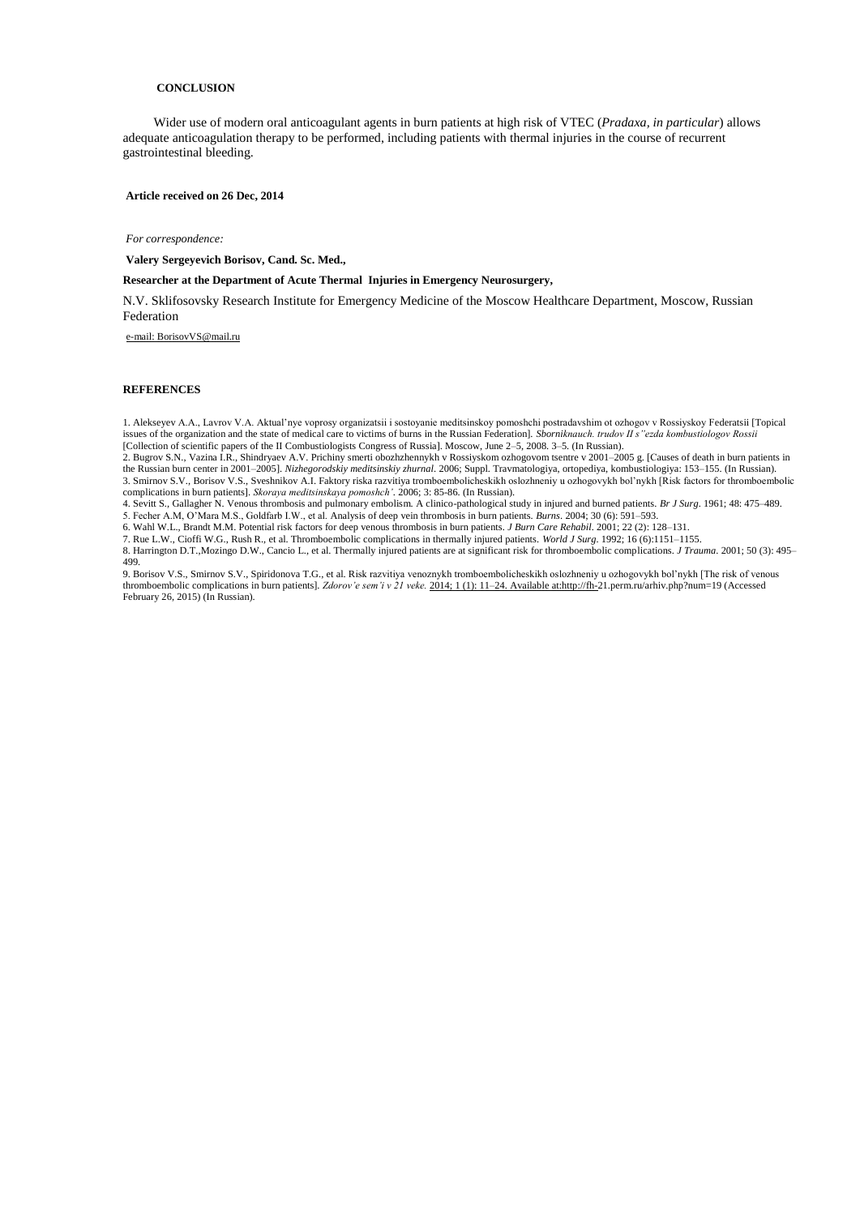## CONCLUSION

Wider use of modern oral anticoagulant agents in burn patients at high risk of VTEC (*Pradaxa, in particular*) allows adequate anticoagulation therapy to be performed, including patients with thermal injuries in the course of recurrent gastrointestinal bleeding.

**Article received on 26 Dec, 2014**

*For correspondence:*

**Valery Sergeyevich Borisov, Cand. Sc. Med.,**

**Researcher at the Department of Acute Thermal Injuries in Emergency Neurosurgery,**

N.V. Sklifosovsky Research Institute for Emergency Medicine of the Moscow Healthcare Department, Moscow, Russian Federation

e-mail: BorisovVS@mail.ru

## REFERENCES

1. Alekseyev A.A., Lavrov V.A. Aktual'nye voprosy organizatsii i sostoyanie meditsinskoy pomoshchi postradavshim ot ozhogov v Rossiyskoy Federatsii [Topical issues of the organization and the state of medical care to victims of burns in the Russian Federation]. *Sborniknauch. trudov II s"ezda kombustiologov Rossii* [Collection of scientific papers of the II Combustiologists Congress of Russia]. Moscow, June 2–5, 2008. 3–5. (In Russian).
2. Bugrov S.N., Vazina I.R., Shindryaev A.V. Prichiny smerti obozhzhennykh v Rossiyskom ozhogovom tsentre v 2001–2005 g. [Causes of death in burn patients in the Russian burn center in 2001–2005]. *Nizhegorodskiy meditsinskiy zhurnal*. 2006; Suppl. Travmatologiya, ortopediya, kombustiologiya: 153–155. (In Russian).
3. Smirnov S.V., Borisov V.S., Sveshnikov A.I. Faktory riska razvitiya tromboembolicheskikh oslozhneniy u ozhogovykh bol'nykh [Risk factors for thromboembolic complications in burn patients]. *Skoraya meditsinskaya pomoshch'*. 2006; 3: 85-86. (In Russian).
4. Sevitt S., Gallagher N. Venous thrombosis and pulmonary embolism. A clinico-pathological study in injured and burned patients. *Br J Surg*. 1961; 48: 475–489.
5. Fecher A.M, O'Mara M.S., Goldfarb I.W., et al. Analysis of deep vein thrombosis in burn patients. *Burns*. 2004; 30 (6): 591–593.
6. Wahl W.L., Brandt M.M. Potential risk factors for deep venous thrombosis in burn patients. *J Burn Care Rehabil*. 2001; 22 (2): 128–131.
7. Rue L.W., Cioffi W.G., Rush R., et al. Thromboembolic complications in thermally injured patients. *World J Surg*. 1992; 16 (6):1151–1155.
8. Harrington D.T.,Mozingo D.W., Cancio L., et al. Thermally injured patients are at significant risk for thromboembolic complications. *J Trauma*. 2001; 50 (3): 495–499.
9. Borisov V.S., Smirnov S.V., Spiridonova T.G., et al. Risk razvitiya venoznykh tromboembolicheskikh oslozhneniy u ozhogovykh bol'nykh [The risk of venous thromboembolic complications in burn patients]. *Zdorov'e sem'i v 21 veke.* 2014; 1 (1): 11–24. Available at:http://fh-21.perm.ru/arhiv.php?num=19 (Accessed February 26, 2015) (In Russian).